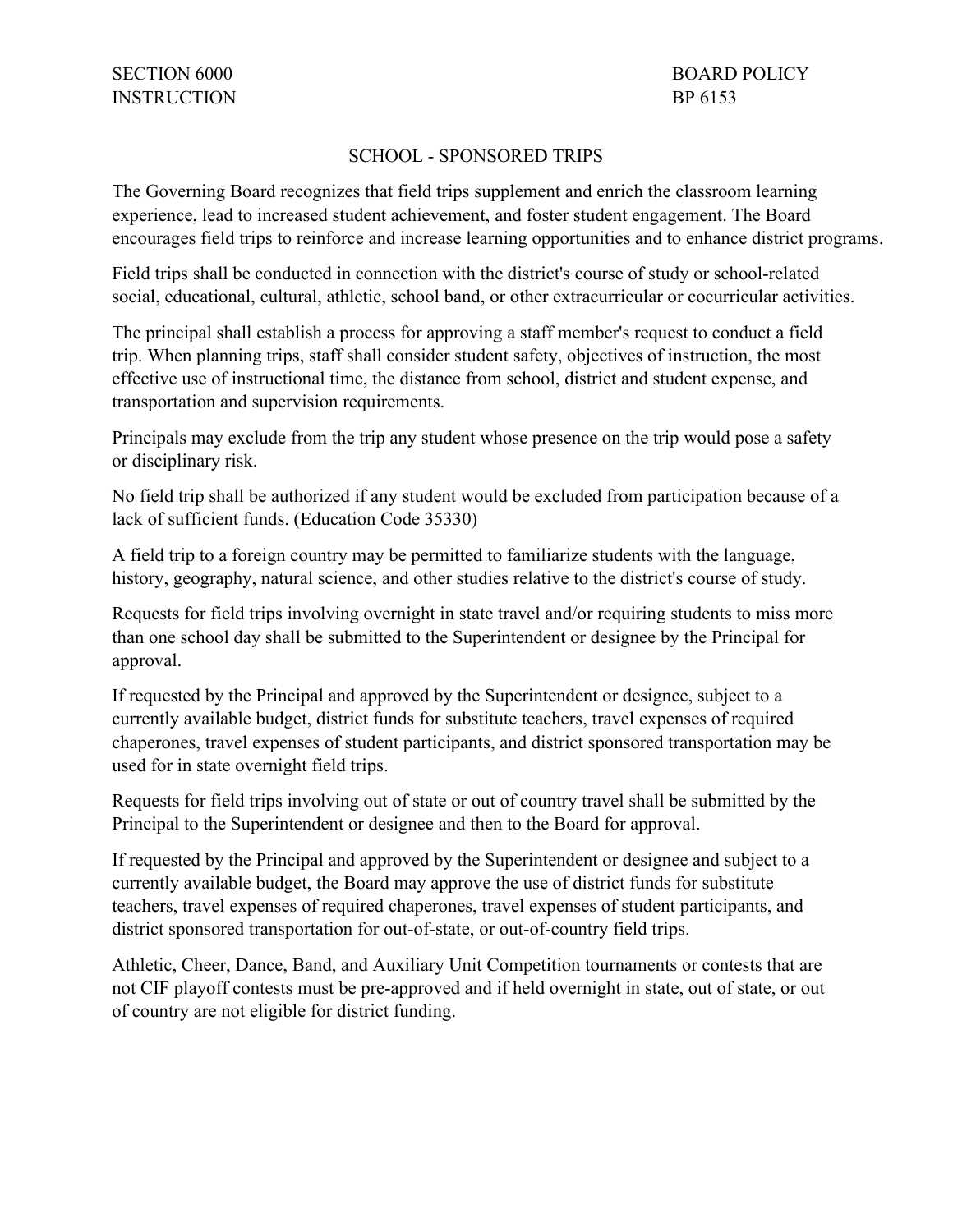SECTION 6000 BOARD POLICY
INSTRUCTION BP 6153

# SCHOOL - SPONSORED TRIPS

The Governing Board recognizes that field trips supplement and enrich the classroom learning experience, lead to increased student achievement, and foster student engagement. The Board encourages field trips to reinforce and increase learning opportunities and to enhance district programs.

Field trips shall be conducted in connection with the district's course of study or school-related social, educational, cultural, athletic, school band, or other extracurricular or cocurricular activities.

The principal shall establish a process for approving a staff member's request to conduct a field trip. When planning trips, staff shall consider student safety, objectives of instruction, the most effective use of instructional time, the distance from school, district and student expense, and transportation and supervision requirements.

Principals may exclude from the trip any student whose presence on the trip would pose a safety or disciplinary risk.

No field trip shall be authorized if any student would be excluded from participation because of a lack of sufficient funds. (Education Code 35330)

A field trip to a foreign country may be permitted to familiarize students with the language, history, geography, natural science, and other studies relative to the district's course of study.

Requests for field trips involving overnight in state travel and/or requiring students to miss more than one school day shall be submitted to the Superintendent or designee by the Principal for approval.

If requested by the Principal and approved by the Superintendent or designee, subject to a currently available budget, district funds for substitute teachers, travel expenses of required chaperones, travel expenses of student participants, and district sponsored transportation may be used for in state overnight field trips.

Requests for field trips involving out of state or out of country travel shall be submitted by the Principal to the Superintendent or designee and then to the Board for approval.

If requested by the Principal and approved by the Superintendent or designee and subject to a currently available budget, the Board may approve the use of district funds for substitute teachers, travel expenses of required chaperones, travel expenses of student participants, and district sponsored transportation for out-of-state, or out-of-country field trips.

Athletic, Cheer, Dance, Band, and Auxiliary Unit Competition tournaments or contests that are not CIF playoff contests must be pre-approved and if held overnight in state, out of state, or out of country are not eligible for district funding.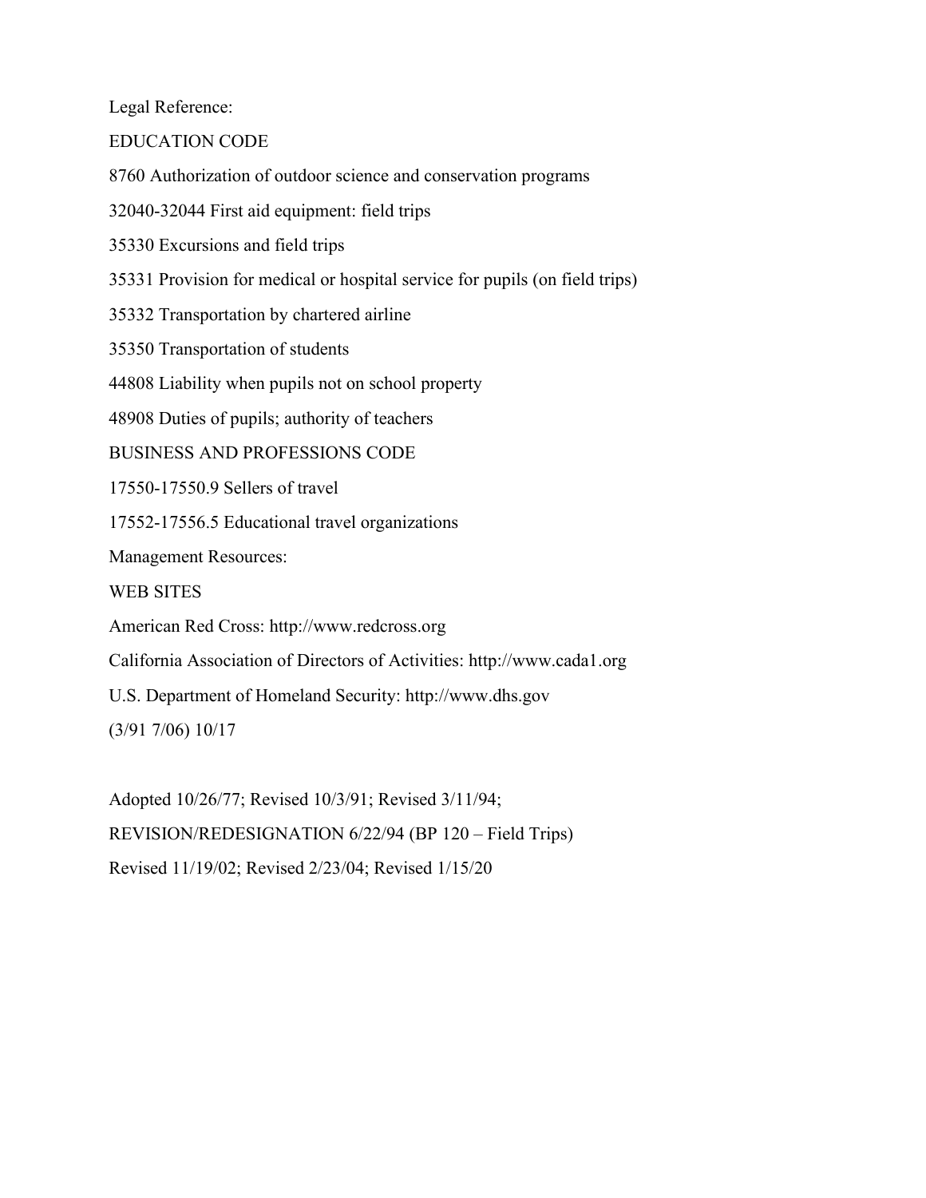Legal Reference:

EDUCATION CODE

8760 Authorization of outdoor science and conservation programs

32040-32044 First aid equipment: field trips

35330 Excursions and field trips

35331 Provision for medical or hospital service for pupils (on field trips)

35332 Transportation by chartered airline

35350 Transportation of students

44808 Liability when pupils not on school property

48908 Duties of pupils; authority of teachers

BUSINESS AND PROFESSIONS CODE

17550-17550.9 Sellers of travel

17552-17556.5 Educational travel organizations

Management Resources:

WEB SITES

American Red Cross: http://www.redcross.org

California Association of Directors of Activities: http://www.cada1.org

U.S. Department of Homeland Security: http://www.dhs.gov

(3/91 7/06) 10/17

Adopted 10/26/77; Revised 10/3/91; Revised 3/11/94;

REVISION/REDESIGNATION 6/22/94 (BP 120 – Field Trips)

Revised 11/19/02; Revised 2/23/04; Revised 1/15/20